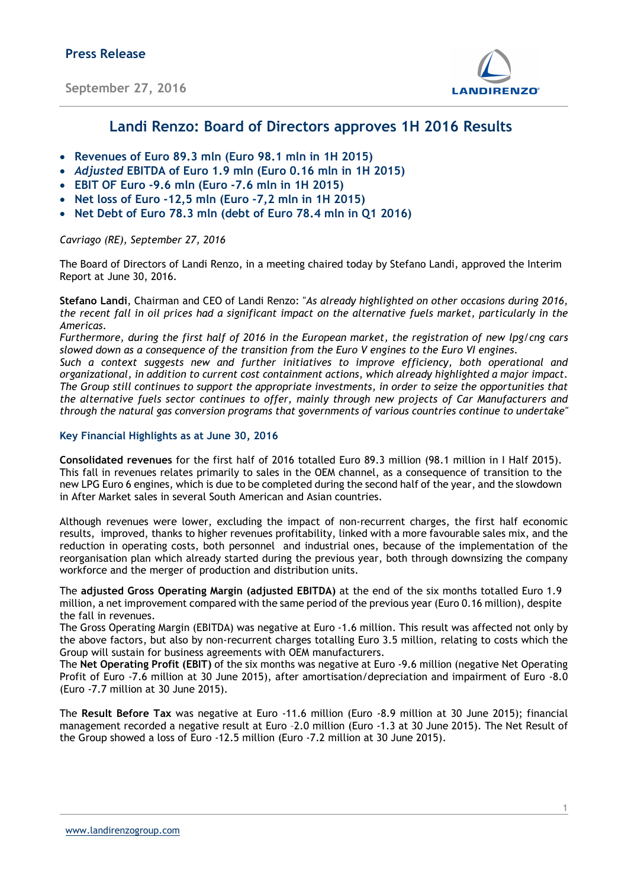**Press Release**

September 27, 2016

# Landi Renzo: Board of Directors approves 1H 2016 Results

- **Revenues of Euro 89.3 mln (Euro 98.1 mln in 1H 2015)**
- ***Adjusted* EBITDA of Euro 1.9 mln (Euro 0.16 mln in 1H 2015)**
- **EBIT OF Euro -9.6 mln (Euro -7.6 mln in 1H 2015)**
- **Net loss of Euro -12,5 mln (Euro -7,2 mln in 1H 2015)**
- **Net Debt of Euro 78.3 mln (debt of Euro 78.4 mln in Q1 2016)**

*Cavriago (RE), September 27, 2016*

The Board of Directors of Landi Renzo, in a meeting chaired today by Stefano Landi, approved the Interim Report at June 30, 2016.

**Stefano Landi**, Chairman and CEO of Landi Renzo: "*As already highlighted on other occasions during 2016, the recent fall in oil prices had a significant impact on the alternative fuels market, particularly in the Americas.*
*Furthermore, during the first half of 2016 in the European market, the registration of new lpg/cng cars slowed down as a consequence of the transition from the Euro V engines to the Euro VI engines.*
*Such a context suggests new and further initiatives to improve efficiency, both operational and organizational, in addition to current cost containment actions, which already highlighted a major impact. The Group still continues to support the appropriate investments, in order to seize the opportunities that the alternative fuels sector continues to offer, mainly through new projects of Car Manufacturers and through the natural gas conversion programs that governments of various countries continue to undertake*"

## Key Financial Highlights as at June 30, 2016

**Consolidated revenues** for the first half of 2016 totalled Euro 89.3 million (98.1 million in I Half 2015). This fall in revenues relates primarily to sales in the OEM channel, as a consequence of transition to the new LPG Euro 6 engines, which is due to be completed during the second half of the year, and the slowdown in After Market sales in several South American and Asian countries.

Although revenues were lower, excluding the impact of non-recurrent charges, the first half economic results, improved, thanks to higher revenues profitability, linked with a more favourable sales mix, and the reduction in operating costs, both personnel and industrial ones, because of the implementation of the reorganisation plan which already started during the previous year, both through downsizing the company workforce and the merger of production and distribution units.

The **adjusted Gross Operating Margin (adjusted EBITDA)** at the end of the six months totalled Euro 1.9 million, a net improvement compared with the same period of the previous year (Euro 0.16 million), despite the fall in revenues.
The Gross Operating Margin (EBITDA) was negative at Euro -1.6 million. This result was affected not only by the above factors, but also by non-recurrent charges totalling Euro 3.5 million, relating to costs which the Group will sustain for business agreements with OEM manufacturers.
The **Net Operating Profit (EBIT)** of the six months was negative at Euro -9.6 million (negative Net Operating Profit of Euro -7.6 million at 30 June 2015), after amortisation/depreciation and impairment of Euro -8.0 (Euro -7.7 million at 30 June 2015).

The **Result Before Tax** was negative at Euro -11.6 million (Euro -8.9 million at 30 June 2015); financial management recorded a negative result at Euro –2.0 million (Euro -1.3 at 30 June 2015). The Net Result of the Group showed a loss of Euro -12.5 million (Euro -7.2 million at 30 June 2015).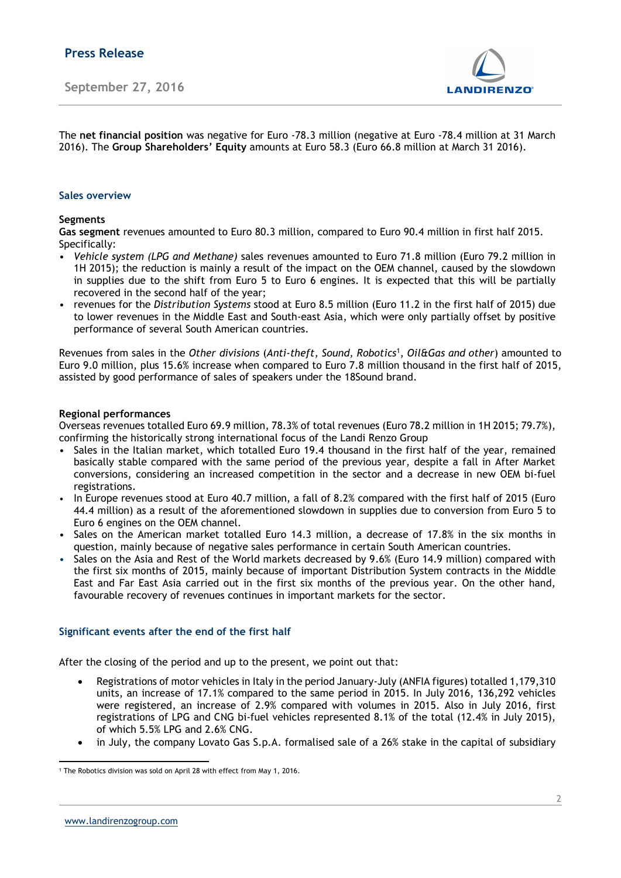The **net financial position** was negative for Euro -78.3 million (negative at Euro -78.4 million at 31 March 2016). The **Group Shareholders' Equity** amounts at Euro 58.3 (Euro 66.8 million at March 31 2016).

## Sales overview

### Segments

**Gas segment** revenues amounted to Euro 80.3 million, compared to Euro 90.4 million in first half 2015. Specifically:

- *Vehicle system (LPG and Methane)* sales revenues amounted to Euro 71.8 million (Euro 79.2 million in 1H 2015); the reduction is mainly a result of the impact on the OEM channel, caused by the slowdown in supplies due to the shift from Euro 5 to Euro 6 engines. It is expected that this will be partially recovered in the second half of the year;
- revenues for the *Distribution Systems* stood at Euro 8.5 million (Euro 11.2 in the first half of 2015) due to lower revenues in the Middle East and South-east Asia, which were only partially offset by positive performance of several South American countries.

Revenues from sales in the *Other divisions* (*Anti-theft, Sound, Robotics*[1], *Oil&Gas and other*) amounted to Euro 9.0 million, plus 15.6% increase when compared to Euro 7.8 million thousand in the first half of 2015, assisted by good performance of sales of speakers under the 18Sound brand.

### Regional performances

Overseas revenues totalled Euro 69.9 million, 78.3% of total revenues (Euro 78.2 million in 1H 2015; 79.7%), confirming the historically strong international focus of the Landi Renzo Group

- Sales in the Italian market, which totalled Euro 19.4 thousand in the first half of the year, remained basically stable compared with the same period of the previous year, despite a fall in After Market conversions, considering an increased competition in the sector and a decrease in new OEM bi-fuel registrations.
- In Europe revenues stood at Euro 40.7 million, a fall of 8.2% compared with the first half of 2015 (Euro 44.4 million) as a result of the aforementioned slowdown in supplies due to conversion from Euro 5 to Euro 6 engines on the OEM channel.
- Sales on the American market totalled Euro 14.3 million, a decrease of 17.8% in the six months in question, mainly because of negative sales performance in certain South American countries.
- Sales on the Asia and Rest of the World markets decreased by 9.6% (Euro 14.9 million) compared with the first six months of 2015, mainly because of important Distribution System contracts in the Middle East and Far East Asia carried out in the first six months of the previous year. On the other hand, favourable recovery of revenues continues in important markets for the sector.

## Significant events after the end of the first half

After the closing of the period and up to the present, we point out that:

- Registrations of motor vehicles in Italy in the period January-July (ANFIA figures) totalled 1,179,310 units, an increase of 17.1% compared to the same period in 2015. In July 2016, 136,292 vehicles were registered, an increase of 2.9% compared with volumes in 2015. Also in July 2016, first registrations of LPG and CNG bi-fuel vehicles represented 8.1% of the total (12.4% in July 2015), of which 5.5% LPG and 2.6% CNG.
- in July, the company Lovato Gas S.p.A. formalised sale of a 26% stake in the capital of subsidiary

[1] The Robotics division was sold on April 28 with effect from May 1, 2016.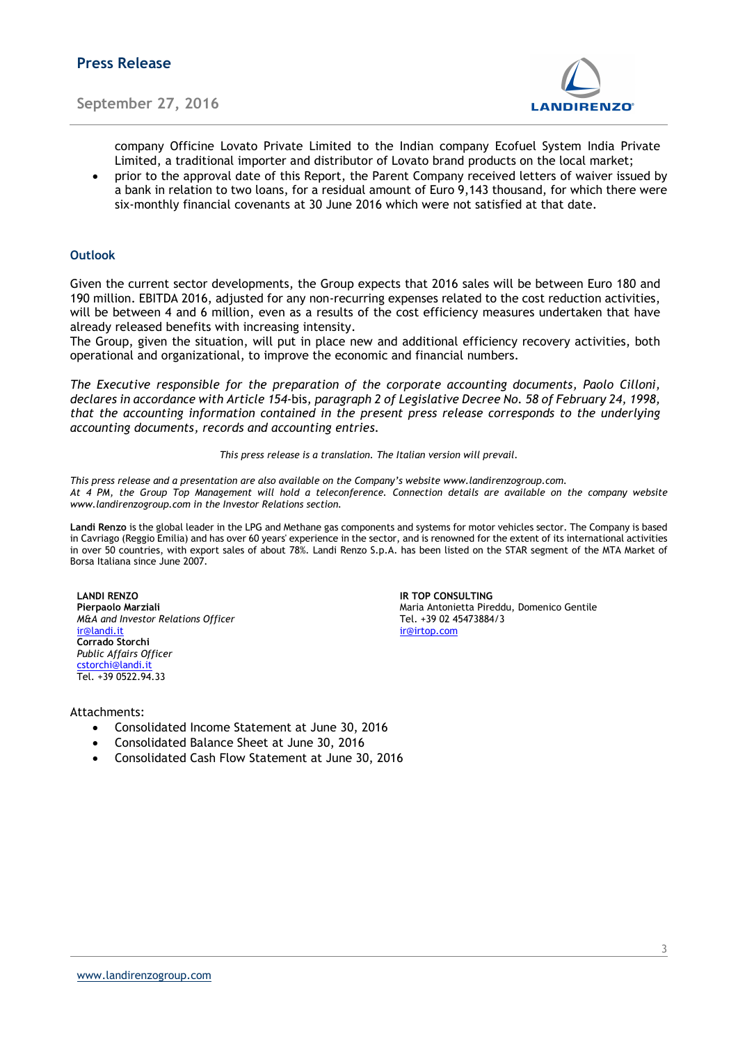company Officine Lovato Private Limited to the Indian company Ecofuel System India Private Limited, a traditional importer and distributor of Lovato brand products on the local market;

- prior to the approval date of this Report, the Parent Company received letters of waiver issued by a bank in relation to two loans, for a residual amount of Euro 9,143 thousand, for which there were six-monthly financial covenants at 30 June 2016 which were not satisfied at that date.

## Outlook

Given the current sector developments, the Group expects that 2016 sales will be between Euro 180 and 190 million. EBITDA 2016, adjusted for any non-recurring expenses related to the cost reduction activities, will be between 4 and 6 million, even as a results of the cost efficiency measures undertaken that have already released benefits with increasing intensity.
The Group, given the situation, will put in place new and additional efficiency recovery activities, both operational and organizational, to improve the economic and financial numbers.

*The Executive responsible for the preparation of the corporate accounting documents, Paolo Cilloni, declares in accordance with Article 154-*bis*, paragraph 2 of Legislative Decree No. 58 of February 24, 1998, that the accounting information contained in the present press release corresponds to the underlying accounting documents, records and accounting entries.*

*This press release is a translation. The Italian version will prevail.*

*This press release and a presentation are also available on the Company's website www.landirenzogroup.com.*
*At 4 PM, the Group Top Management will hold a teleconference. Connection details are available on the company website www.landirenzogroup.com in the Investor Relations section.*

**Landi Renzo** is the global leader in the LPG and Methane gas components and systems for motor vehicles sector. The Company is based in Cavriago (Reggio Emilia) and has over 60 years' experience in the sector, and is renowned for the extent of its international activities in over 50 countries, with export sales of about 78%. Landi Renzo S.p.A. has been listed on the STAR segment of the MTA Market of Borsa Italiana since June 2007.

**LANDI RENZO**
**Pierpaolo Marziali**
*M&A and Investor Relations Officer*
ir@landi.it
**Corrado Storchi**
*Public Affairs Officer*
cstorchi@landi.it
Tel. +39 0522.94.33

**IR TOP CONSULTING**
Maria Antonietta Pireddu, Domenico Gentile
Tel. +39 02 45473884/3
ir@irtop.com

Attachments:

- Consolidated Income Statement at June 30, 2016
- Consolidated Balance Sheet at June 30, 2016
- Consolidated Cash Flow Statement at June 30, 2016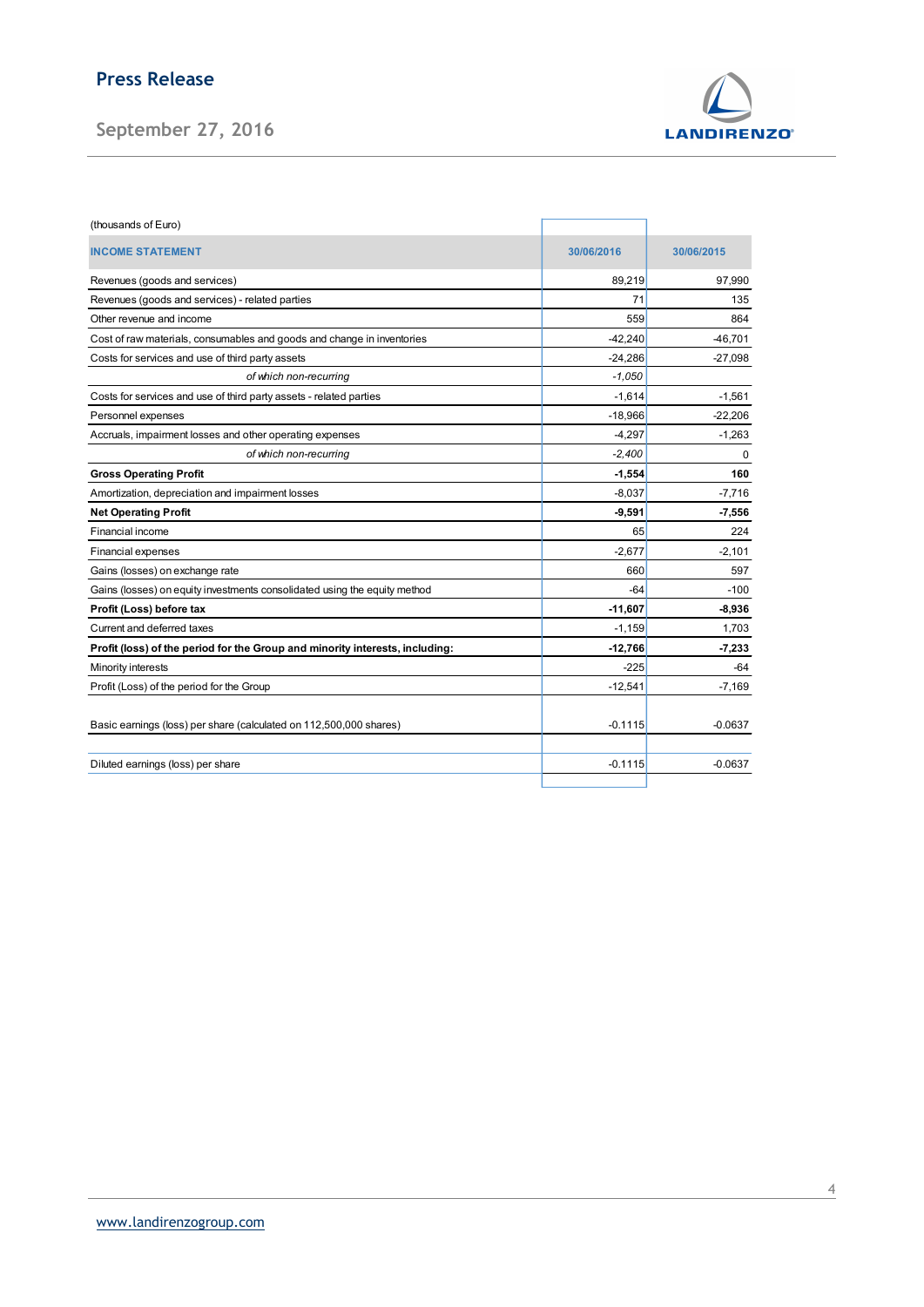(thousands of Euro)

| INCOME STATEMENT | 30/06/2016 | 30/06/2015 |
|---|---|---|
| Revenues (goods and services) | 89,219 | 97,990 |
| Revenues (goods and services) - related parties | 71 | 135 |
| Other revenue and income | 559 | 864 |
| Cost of raw materials, consumables and goods and change in inventories | -42,240 | -46,701 |
| Costs for services and use of third party assets | -24,286 | -27,098 |
| *of which non-recurring* | *-1,050* | |
| Costs for services and use of third party assets - related parties | -1,614 | -1,561 |
| Personnel expenses | -18,966 | -22,206 |
| Accruals, impairment losses and other operating expenses | -4,297 | -1,263 |
| *of which non-recurring* | *-2,400* | 0 |
| **Gross Operating Profit** | **-1,554** | **160** |
| Amortization, depreciation and impairment losses | -8,037 | -7,716 |
| **Net Operating Profit** | **-9,591** | **-7,556** |
| Financial income | 65 | 224 |
| Financial expenses | -2,677 | -2,101 |
| Gains (losses) on exchange rate | 660 | 597 |
| Gains (losses) on equity investments consolidated using the equity method | -64 | -100 |
| **Profit (Loss) before tax** | **-11,607** | **-8,936** |
| Current and deferred taxes | -1,159 | 1,703 |
| **Profit (loss) of the period for the Group and minority interests, including:** | **-12,766** | **-7,233** |
| Minority interests | -225 | -64 |
| Profit (Loss) of the period for the Group | -12,541 | -7,169 |
| Basic earnings (loss) per share (calculated on 112,500,000 shares) | -0.1115 | -0.0637 |
| Diluted earnings (loss) per share | -0.1115 | -0.0637 |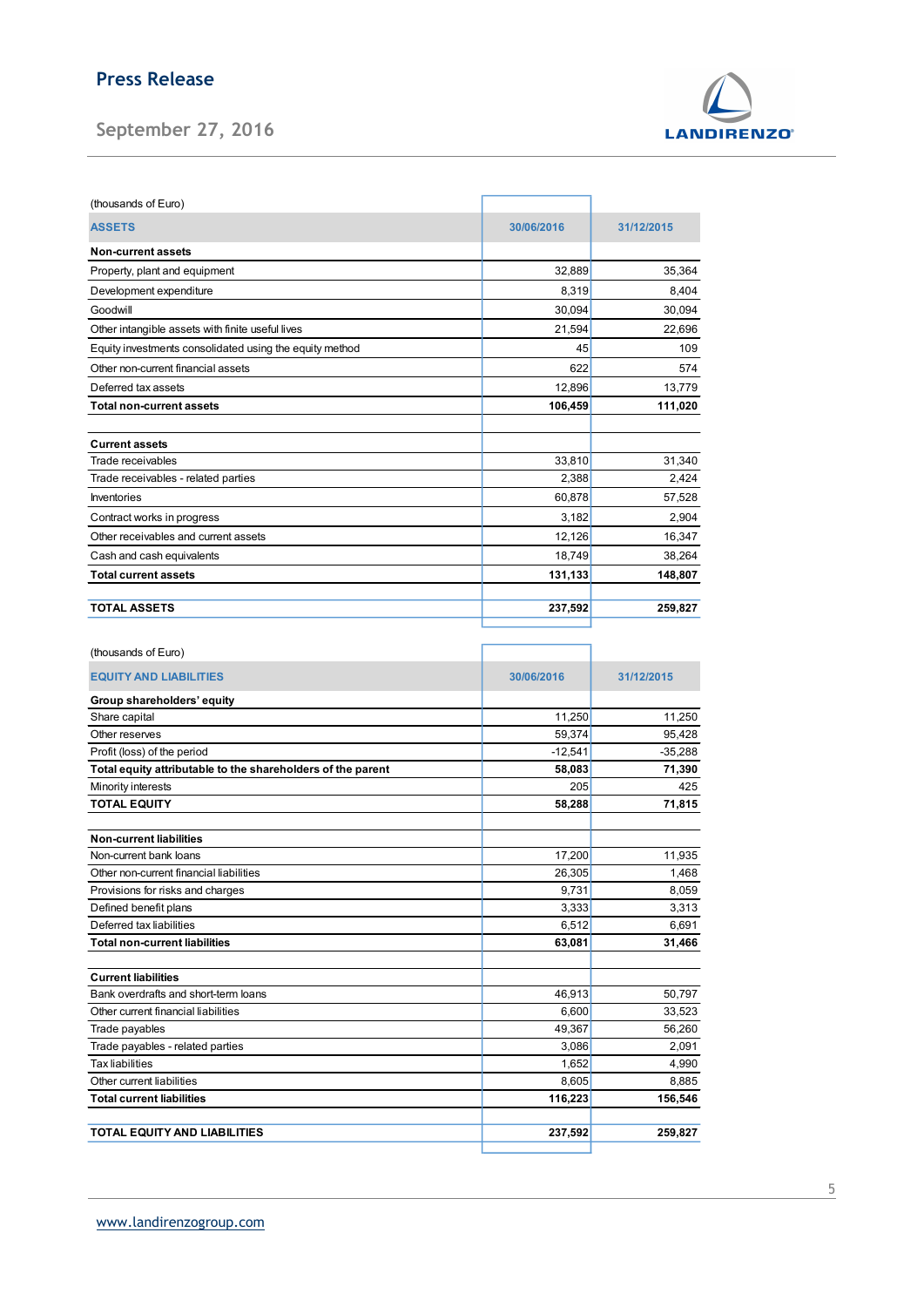(thousands of Euro)

| ASSETS | 30/06/2016 | 31/12/2015 |
|---|---|---|
| **Non-current assets** | | |
| Property, plant and equipment | 32,889 | 35,364 |
| Development expenditure | 8,319 | 8,404 |
| Goodwill | 30,094 | 30,094 |
| Other intangible assets with finite useful lives | 21,594 | 22,696 |
| Equity investments consolidated using the equity method | 45 | 109 |
| Other non-current financial assets | 622 | 574 |
| Deferred tax assets | 12,896 | 13,779 |
| **Total non-current assets** | **106,459** | **111,020** |
| | | |
| **Current assets** | | |
| Trade receivables | 33,810 | 31,340 |
| Trade receivables - related parties | 2,388 | 2,424 |
| Inventories | 60,878 | 57,528 |
| Contract works in progress | 3,182 | 2,904 |
| Other receivables and current assets | 12,126 | 16,347 |
| Cash and cash equivalents | 18,749 | 38,264 |
| **Total current assets** | **131,133** | **148,807** |
| | | |
| **TOTAL ASSETS** | **237,592** | **259,827** |

(thousands of Euro)

| EQUITY AND LIABILITIES | 30/06/2016 | 31/12/2015 |
|---|---|---|
| **Group shareholders' equity** | | |
| Share capital | 11,250 | 11,250 |
| Other reserves | 59,374 | 95,428 |
| Profit (loss) of the period | -12,541 | -35,288 |
| **Total equity attributable to the shareholders of the parent** | **58,083** | **71,390** |
| Minority interests | 205 | 425 |
| **TOTAL EQUITY** | **58,288** | **71,815** |
| | | |
| **Non-current liabilities** | | |
| Non-current bank loans | 17,200 | 11,935 |
| Other non-current financial liabilities | 26,305 | 1,468 |
| Provisions for risks and charges | 9,731 | 8,059 |
| Defined benefit plans | 3,333 | 3,313 |
| Deferred tax liabilities | 6,512 | 6,691 |
| **Total non-current liabilities** | **63,081** | **31,466** |
| | | |
| **Current liabilities** | | |
| Bank overdrafts and short-term loans | 46,913 | 50,797 |
| Other current financial liabilities | 6,600 | 33,523 |
| Trade payables | 49,367 | 56,260 |
| Trade payables - related parties | 3,086 | 2,091 |
| Tax liabilities | 1,652 | 4,990 |
| Other current liabilities | 8,605 | 8,885 |
| **Total current liabilities** | **116,223** | **156,546** |
| | | |
| **TOTAL EQUITY AND LIABILITIES** | **237,592** | **259,827** |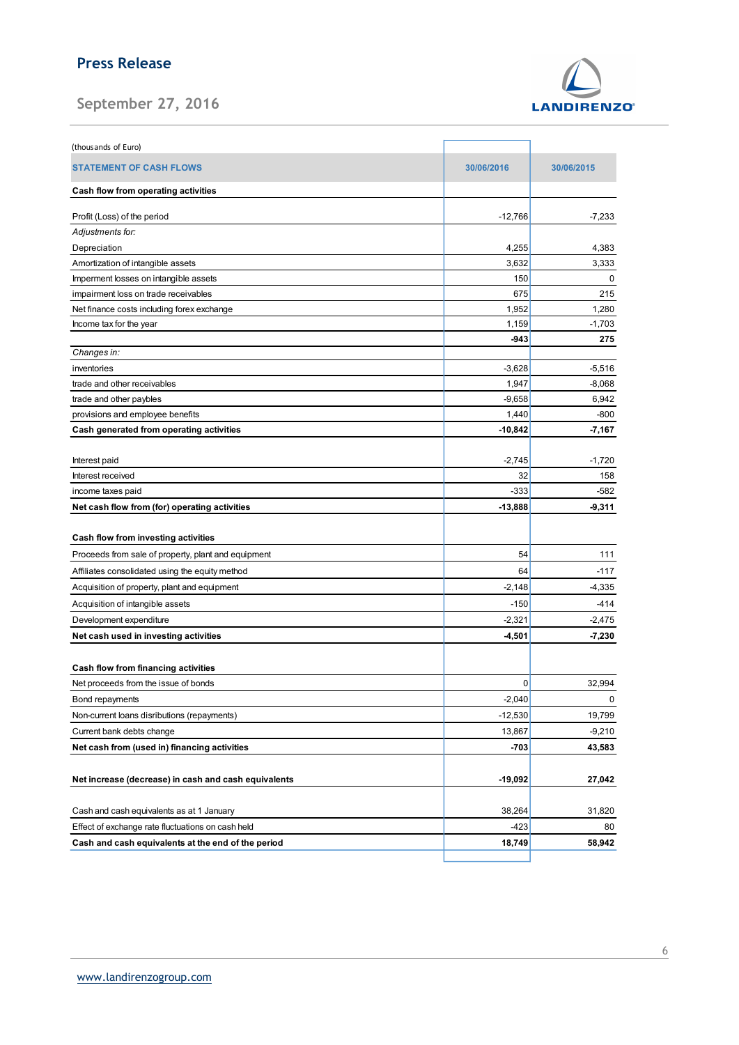**Press Release**

**September 27, 2016**

(thousands of Euro)

| STATEMENT OF CASH FLOWS | 30/06/2016 | 30/06/2015 |
|---|---|---|
| **Cash flow from operating activities** | | |
| Profit (Loss) of the period | -12,766 | -7,233 |
| *Adjustments for:* | | |
| Depreciation | 4,255 | 4,383 |
| Amortization of intangible assets | 3,632 | 3,333 |
| Imperment losses on intangible assets | 150 | 0 |
| impairment loss on trade receivables | 675 | 215 |
| Net finance costs including forex exchange | 1,952 | 1,280 |
| Income tax for the year | 1,159 | -1,703 |
| | **-943** | **275** |
| *Changes in:* | | |
| inventories | -3,628 | -5,516 |
| trade and other receivables | 1,947 | -8,068 |
| trade and other paybles | -9,658 | 6,942 |
| provisions and employee benefits | 1,440 | -800 |
| **Cash generated from operating activities** | **-10,842** | **-7,167** |
| Interest paid | -2,745 | -1,720 |
| Interest received | 32 | 158 |
| income taxes paid | -333 | -582 |
| **Net cash flow from (for) operating activities** | **-13,888** | **-9,311** |
| **Cash flow from investing activities** | | |
| Proceeds from sale of property, plant and equipment | 54 | 111 |
| Affiliates consolidated using the equity method | 64 | -117 |
| Acquisition of property, plant and equipment | -2,148 | -4,335 |
| Acquisition of intangible assets | -150 | -414 |
| Development expenditure | -2,321 | -2,475 |
| **Net cash used in investing activities** | **-4,501** | **-7,230** |
| **Cash flow from financing activities** | | |
| Net proceeds from the issue of bonds | 0 | 32,994 |
| Bond repayments | -2,040 | 0 |
| Non-current loans disributions (repayments) | -12,530 | 19,799 |
| Current bank debts change | 13,867 | -9,210 |
| **Net cash from (used in) financing activities** | **-703** | **43,583** |
| **Net increase (decrease) in cash and cash equivalents** | **-19,092** | **27,042** |
| Cash and cash equivalents as at 1 January | 38,264 | 31,820 |
| Effect of exchange rate fluctuations on cash held | -423 | 80 |
| **Cash and cash equivalents at the end of the period** | **18,749** | **58,942** |

www.landirenzogroup.com